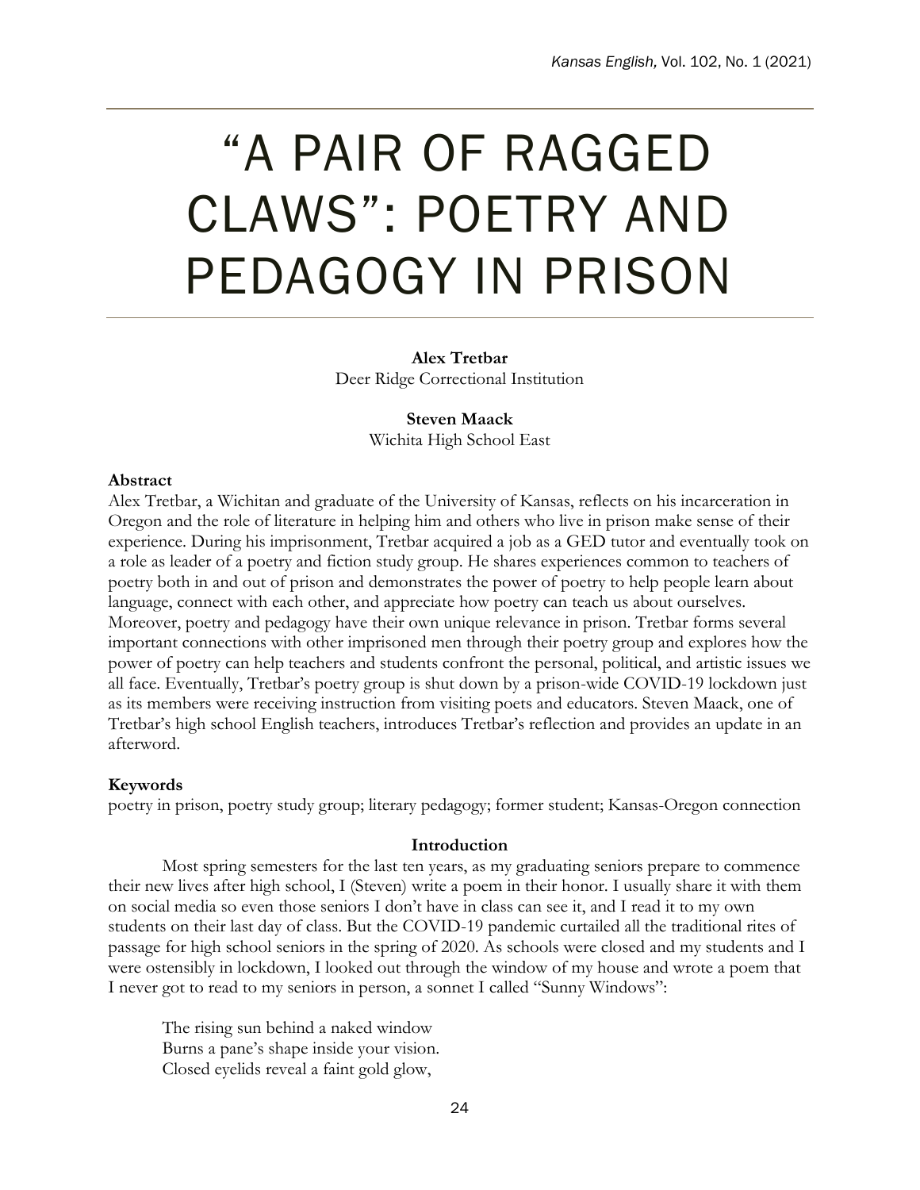# "A PAIR OF RAGGED CLAWS": POETRY AND PEDAGOGY IN PRISON

**Alex Tretbar**
Deer Ridge Correctional Institution

**Steven Maack**
Wichita High School East

**Abstract**

Alex Tretbar, a Wichitan and graduate of the University of Kansas, reflects on his incarceration in Oregon and the role of literature in helping him and others who live in prison make sense of their experience. During his imprisonment, Tretbar acquired a job as a GED tutor and eventually took on a role as leader of a poetry and fiction study group. He shares experiences common to teachers of poetry both in and out of prison and demonstrates the power of poetry to help people learn about language, connect with each other, and appreciate how poetry can teach us about ourselves. Moreover, poetry and pedagogy have their own unique relevance in prison. Tretbar forms several important connections with other imprisoned men through their poetry group and explores how the power of poetry can help teachers and students confront the personal, political, and artistic issues we all face. Eventually, Tretbar's poetry group is shut down by a prison-wide COVID-19 lockdown just as its members were receiving instruction from visiting poets and educators. Steven Maack, one of Tretbar's high school English teachers, introduces Tretbar's reflection and provides an update in an afterword.

**Keywords**

poetry in prison, poetry study group; literary pedagogy; former student; Kansas-Oregon connection

## Introduction

Most spring semesters for the last ten years, as my graduating seniors prepare to commence their new lives after high school, I (Steven) write a poem in their honor. I usually share it with them on social media so even those seniors I don't have in class can see it, and I read it to my own students on their last day of class. But the COVID-19 pandemic curtailed all the traditional rites of passage for high school seniors in the spring of 2020. As schools were closed and my students and I were ostensibly in lockdown, I looked out through the window of my house and wrote a poem that I never got to read to my seniors in person, a sonnet I called "Sunny Windows":

> The rising sun behind a naked window
> Burns a pane's shape inside your vision.
> Closed eyelids reveal a faint gold glow,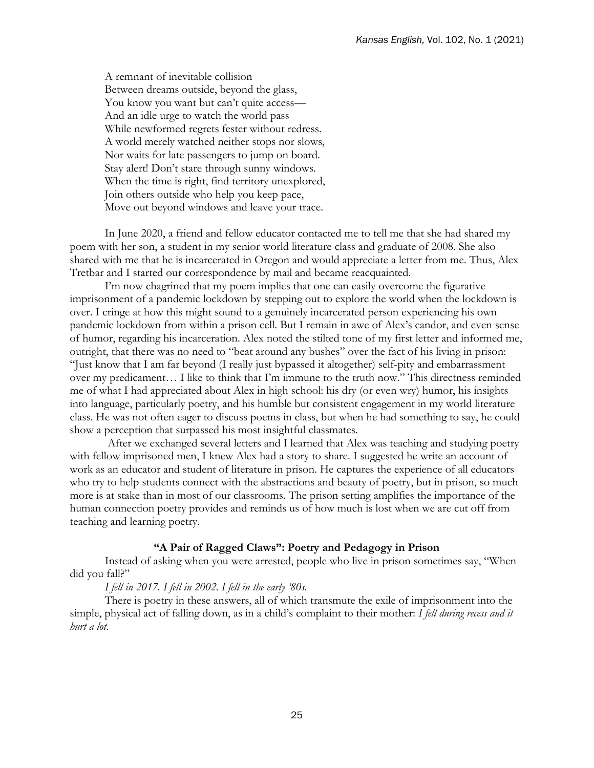A remnant of inevitable collision  
Between dreams outside, beyond the glass,  
You know you want but can't quite access—  
And an idle urge to watch the world pass  
While newformed regrets fester without redress.  
A world merely watched neither stops nor slows,  
Nor waits for late passengers to jump on board.  
Stay alert! Don't stare through sunny windows.  
When the time is right, find territory unexplored,  
Join others outside who help you keep pace,  
Move out beyond windows and leave your trace.

In June 2020, a friend and fellow educator contacted me to tell me that she had shared my poem with her son, a student in my senior world literature class and graduate of 2008. She also shared with me that he is incarcerated in Oregon and would appreciate a letter from me. Thus, Alex Tretbar and I started our correspondence by mail and became reacquainted.

I'm now chagrined that my poem implies that one can easily overcome the figurative imprisonment of a pandemic lockdown by stepping out to explore the world when the lockdown is over. I cringe at how this might sound to a genuinely incarcerated person experiencing his own pandemic lockdown from within a prison cell. But I remain in awe of Alex's candor, and even sense of humor, regarding his incarceration. Alex noted the stilted tone of my first letter and informed me, outright, that there was no need to "beat around any bushes" over the fact of his living in prison: "Just know that I am far beyond (I really just bypassed it altogether) self-pity and embarrassment over my predicament… I like to think that I'm immune to the truth now." This directness reminded me of what I had appreciated about Alex in high school: his dry (or even wry) humor, his insights into language, particularly poetry, and his humble but consistent engagement in my world literature class. He was not often eager to discuss poems in class, but when he had something to say, he could show a perception that surpassed his most insightful classmates.

After we exchanged several letters and I learned that Alex was teaching and studying poetry with fellow imprisoned men, I knew Alex had a story to share. I suggested he write an account of work as an educator and student of literature in prison. He captures the experience of all educators who try to help students connect with the abstractions and beauty of poetry, but in prison, so much more is at stake than in most of our classrooms. The prison setting amplifies the importance of the human connection poetry provides and reminds us of how much is lost when we are cut off from teaching and learning poetry.

## "A Pair of Ragged Claws": Poetry and Pedagogy in Prison

Instead of asking when you were arrested, people who live in prison sometimes say, "When did you fall?"

*I fell in 2017. I fell in 2002. I fell in the early '80s.*

There is poetry in these answers, all of which transmute the exile of imprisonment into the simple, physical act of falling down, as in a child's complaint to their mother: *I fell during recess and it hurt a lot.*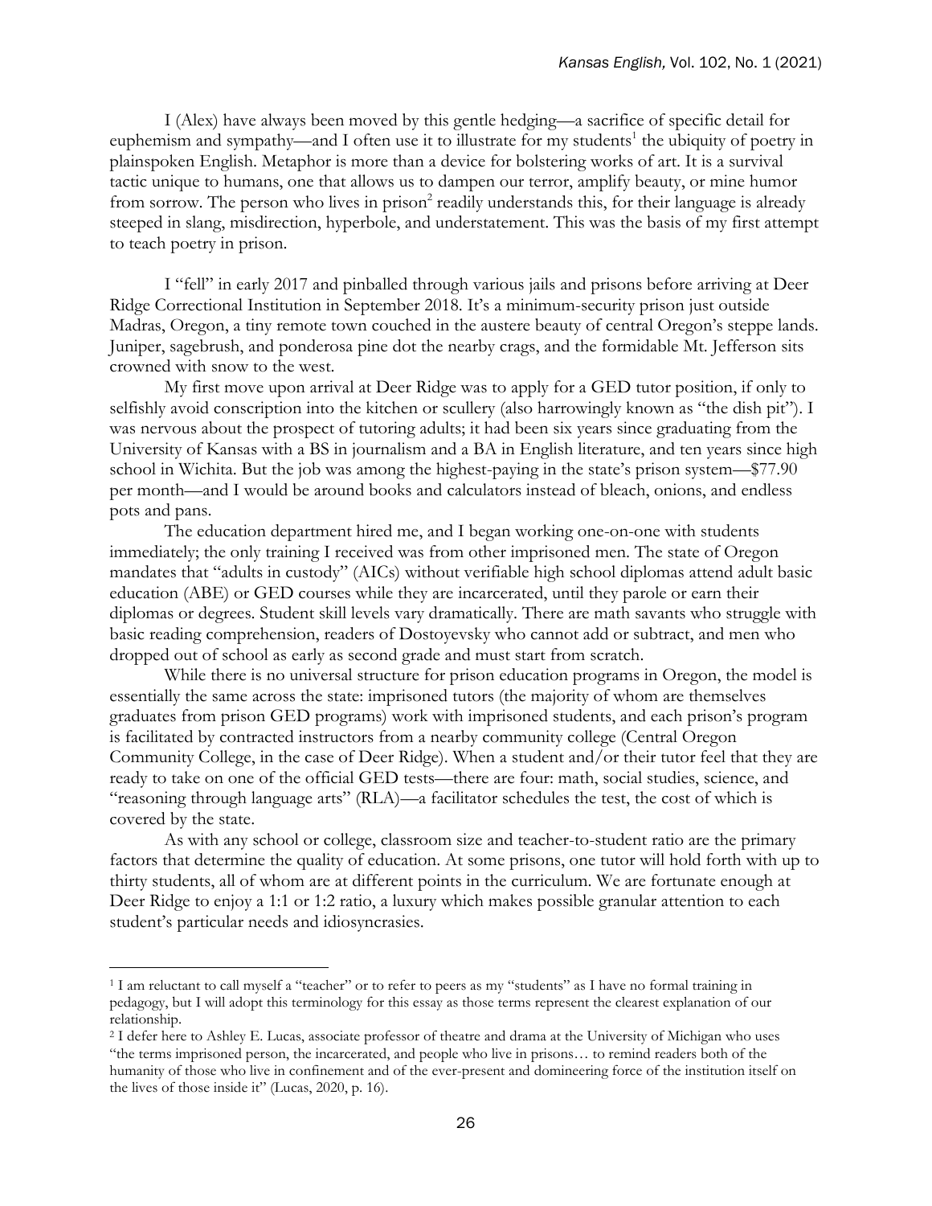I (Alex) have always been moved by this gentle hedging—a sacrifice of specific detail for euphemism and sympathy—and I often use it to illustrate for my students[1] the ubiquity of poetry in plainspoken English. Metaphor is more than a device for bolstering works of art. It is a survival tactic unique to humans, one that allows us to dampen our terror, amplify beauty, or mine humor from sorrow. The person who lives in prison[2] readily understands this, for their language is already steeped in slang, misdirection, hyperbole, and understatement. This was the basis of my first attempt to teach poetry in prison.

I "fell" in early 2017 and pinballed through various jails and prisons before arriving at Deer Ridge Correctional Institution in September 2018. It's a minimum-security prison just outside Madras, Oregon, a tiny remote town couched in the austere beauty of central Oregon's steppe lands. Juniper, sagebrush, and ponderosa pine dot the nearby crags, and the formidable Mt. Jefferson sits crowned with snow to the west.

My first move upon arrival at Deer Ridge was to apply for a GED tutor position, if only to selfishly avoid conscription into the kitchen or scullery (also harrowingly known as "the dish pit"). I was nervous about the prospect of tutoring adults; it had been six years since graduating from the University of Kansas with a BS in journalism and a BA in English literature, and ten years since high school in Wichita. But the job was among the highest-paying in the state's prison system—$77.90 per month—and I would be around books and calculators instead of bleach, onions, and endless pots and pans.

The education department hired me, and I began working one-on-one with students immediately; the only training I received was from other imprisoned men. The state of Oregon mandates that "adults in custody" (AICs) without verifiable high school diplomas attend adult basic education (ABE) or GED courses while they are incarcerated, until they parole or earn their diplomas or degrees. Student skill levels vary dramatically. There are math savants who struggle with basic reading comprehension, readers of Dostoyevsky who cannot add or subtract, and men who dropped out of school as early as second grade and must start from scratch.

While there is no universal structure for prison education programs in Oregon, the model is essentially the same across the state: imprisoned tutors (the majority of whom are themselves graduates from prison GED programs) work with imprisoned students, and each prison's program is facilitated by contracted instructors from a nearby community college (Central Oregon Community College, in the case of Deer Ridge). When a student and/or their tutor feel that they are ready to take on one of the official GED tests—there are four: math, social studies, science, and "reasoning through language arts" (RLA)—a facilitator schedules the test, the cost of which is covered by the state.

As with any school or college, classroom size and teacher-to-student ratio are the primary factors that determine the quality of education. At some prisons, one tutor will hold forth with up to thirty students, all of whom are at different points in the curriculum. We are fortunate enough at Deer Ridge to enjoy a 1:1 or 1:2 ratio, a luxury which makes possible granular attention to each student's particular needs and idiosyncrasies.

---

[1] I am reluctant to call myself a "teacher" or to refer to peers as my "students" as I have no formal training in pedagogy, but I will adopt this terminology for this essay as those terms represent the clearest explanation of our relationship.

[2] I defer here to Ashley E. Lucas, associate professor of theatre and drama at the University of Michigan who uses "the terms imprisoned person, the incarcerated, and people who live in prisons… to remind readers both of the humanity of those who live in confinement and of the ever-present and domineering force of the institution itself on the lives of those inside it" (Lucas, 2020, p. 16).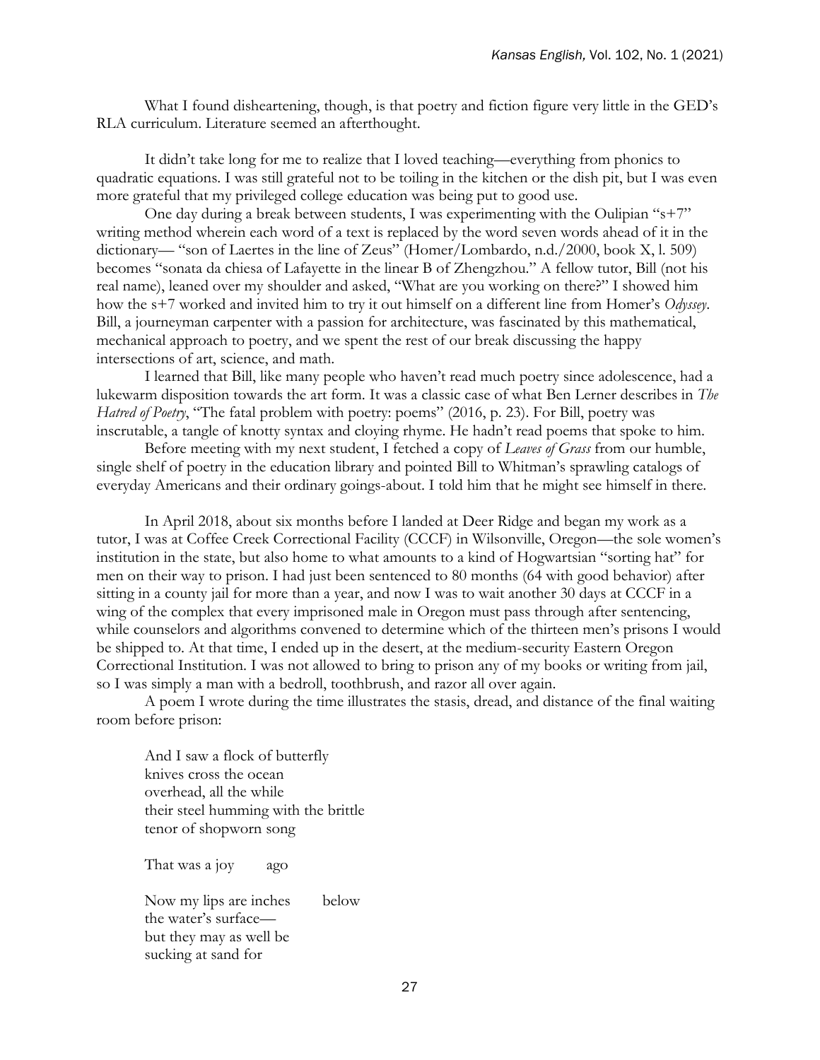What I found disheartening, though, is that poetry and fiction figure very little in the GED's RLA curriculum. Literature seemed an afterthought.

It didn't take long for me to realize that I loved teaching—everything from phonics to quadratic equations. I was still grateful not to be toiling in the kitchen or the dish pit, but I was even more grateful that my privileged college education was being put to good use.

One day during a break between students, I was experimenting with the Oulipian "s+7" writing method wherein each word of a text is replaced by the word seven words ahead of it in the dictionary— "son of Laertes in the line of Zeus" (Homer/Lombardo, n.d./2000, book X, l. 509) becomes "sonata da chiesa of Lafayette in the linear B of Zhengzhou." A fellow tutor, Bill (not his real name), leaned over my shoulder and asked, "What are you working on there?" I showed him how the s+7 worked and invited him to try it out himself on a different line from Homer's *Odyssey*. Bill, a journeyman carpenter with a passion for architecture, was fascinated by this mathematical, mechanical approach to poetry, and we spent the rest of our break discussing the happy intersections of art, science, and math.

I learned that Bill, like many people who haven't read much poetry since adolescence, had a lukewarm disposition towards the art form. It was a classic case of what Ben Lerner describes in *The Hatred of Poetry*, "The fatal problem with poetry: poems" (2016, p. 23). For Bill, poetry was inscrutable, a tangle of knotty syntax and cloying rhyme. He hadn't read poems that spoke to him.

Before meeting with my next student, I fetched a copy of *Leaves of Grass* from our humble, single shelf of poetry in the education library and pointed Bill to Whitman's sprawling catalogs of everyday Americans and their ordinary goings-about. I told him that he might see himself in there.

In April 2018, about six months before I landed at Deer Ridge and began my work as a tutor, I was at Coffee Creek Correctional Facility (CCCF) in Wilsonville, Oregon—the sole women's institution in the state, but also home to what amounts to a kind of Hogwartsian "sorting hat" for men on their way to prison. I had just been sentenced to 80 months (64 with good behavior) after sitting in a county jail for more than a year, and now I was to wait another 30 days at CCCF in a wing of the complex that every imprisoned male in Oregon must pass through after sentencing, while counselors and algorithms convened to determine which of the thirteen men's prisons I would be shipped to. At that time, I ended up in the desert, at the medium-security Eastern Oregon Correctional Institution. I was not allowed to bring to prison any of my books or writing from jail, so I was simply a man with a bedroll, toothbrush, and razor all over again.

A poem I wrote during the time illustrates the stasis, dread, and distance of the final waiting room before prison:

> And I saw a flock of butterfly
> knives cross the ocean
> overhead, all the while
> their steel humming with the brittle
> tenor of shopworn song
>
> That was a joy     ago
>
> Now my lips are inches     below
> the water's surface—
> but they may as well be
> sucking at sand for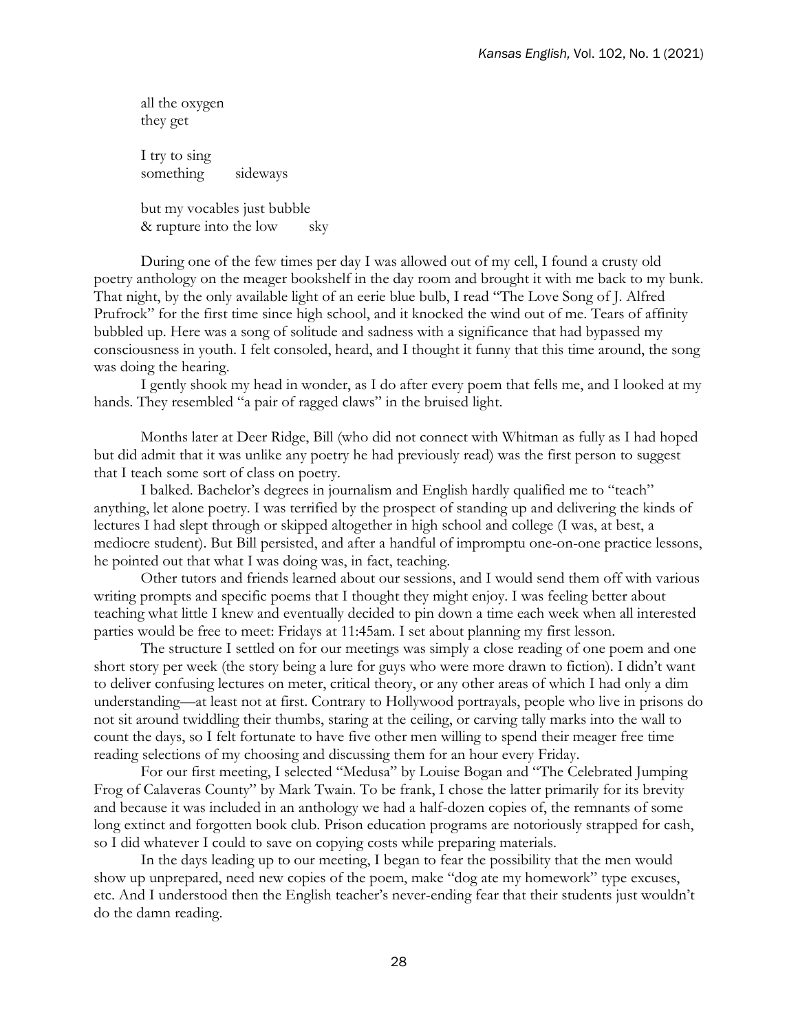all the oxygen  
they get

I try to sing  
something    sideways

but my vocables just bubble  
& rupture into the low    sky

During one of the few times per day I was allowed out of my cell, I found a crusty old poetry anthology on the meager bookshelf in the day room and brought it with me back to my bunk. That night, by the only available light of an eerie blue bulb, I read "The Love Song of J. Alfred Prufrock" for the first time since high school, and it knocked the wind out of me. Tears of affinity bubbled up. Here was a song of solitude and sadness with a significance that had bypassed my consciousness in youth. I felt consoled, heard, and I thought it funny that this time around, the song was doing the hearing.

I gently shook my head in wonder, as I do after every poem that fells me, and I looked at my hands. They resembled "a pair of ragged claws" in the bruised light.

Months later at Deer Ridge, Bill (who did not connect with Whitman as fully as I had hoped but did admit that it was unlike any poetry he had previously read) was the first person to suggest that I teach some sort of class on poetry.

I balked. Bachelor's degrees in journalism and English hardly qualified me to "teach" anything, let alone poetry. I was terrified by the prospect of standing up and delivering the kinds of lectures I had slept through or skipped altogether in high school and college (I was, at best, a mediocre student). But Bill persisted, and after a handful of impromptu one-on-one practice lessons, he pointed out that what I was doing was, in fact, teaching.

Other tutors and friends learned about our sessions, and I would send them off with various writing prompts and specific poems that I thought they might enjoy. I was feeling better about teaching what little I knew and eventually decided to pin down a time each week when all interested parties would be free to meet: Fridays at 11:45am. I set about planning my first lesson.

The structure I settled on for our meetings was simply a close reading of one poem and one short story per week (the story being a lure for guys who were more drawn to fiction). I didn't want to deliver confusing lectures on meter, critical theory, or any other areas of which I had only a dim understanding—at least not at first. Contrary to Hollywood portrayals, people who live in prisons do not sit around twiddling their thumbs, staring at the ceiling, or carving tally marks into the wall to count the days, so I felt fortunate to have five other men willing to spend their meager free time reading selections of my choosing and discussing them for an hour every Friday.

For our first meeting, I selected "Medusa" by Louise Bogan and "The Celebrated Jumping Frog of Calaveras County" by Mark Twain. To be frank, I chose the latter primarily for its brevity and because it was included in an anthology we had a half-dozen copies of, the remnants of some long extinct and forgotten book club. Prison education programs are notoriously strapped for cash, so I did whatever I could to save on copying costs while preparing materials.

In the days leading up to our meeting, I began to fear the possibility that the men would show up unprepared, need new copies of the poem, make "dog ate my homework" type excuses, etc. And I understood then the English teacher's never-ending fear that their students just wouldn't do the damn reading.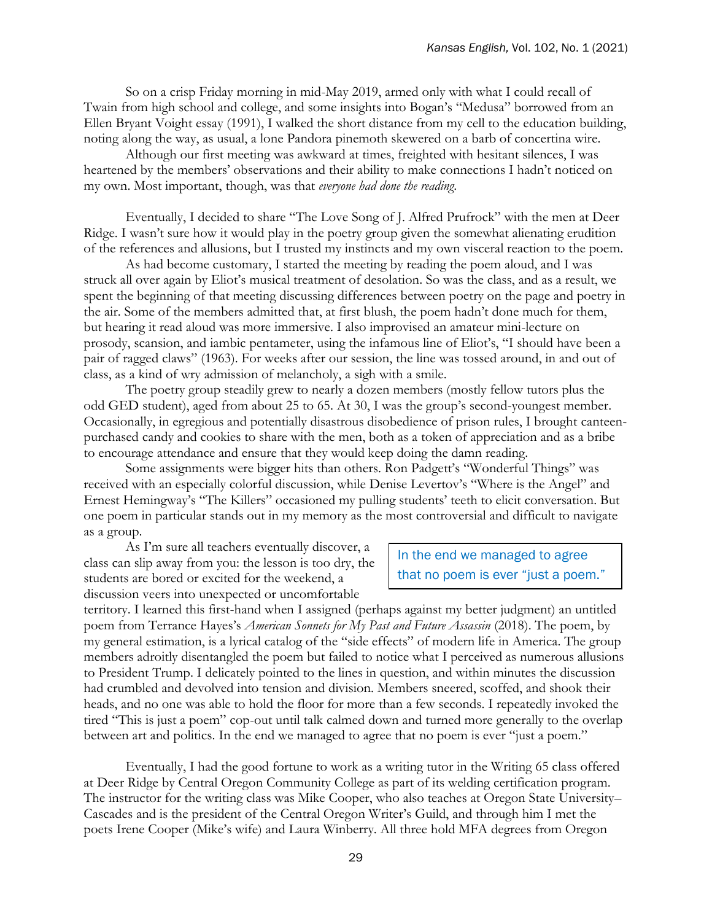So on a crisp Friday morning in mid-May 2019, armed only with what I could recall of Twain from high school and college, and some insights into Bogan's "Medusa" borrowed from an Ellen Bryant Voight essay (1991), I walked the short distance from my cell to the education building, noting along the way, as usual, a lone Pandora pinemoth skewered on a barb of concertina wire.

Although our first meeting was awkward at times, freighted with hesitant silences, I was heartened by the members' observations and their ability to make connections I hadn't noticed on my own. Most important, though, was that *everyone had done the reading.*

Eventually, I decided to share "The Love Song of J. Alfred Prufrock" with the men at Deer Ridge. I wasn't sure how it would play in the poetry group given the somewhat alienating erudition of the references and allusions, but I trusted my instincts and my own visceral reaction to the poem.

As had become customary, I started the meeting by reading the poem aloud, and I was struck all over again by Eliot's musical treatment of desolation. So was the class, and as a result, we spent the beginning of that meeting discussing differences between poetry on the page and poetry in the air. Some of the members admitted that, at first blush, the poem hadn't done much for them, but hearing it read aloud was more immersive. I also improvised an amateur mini-lecture on prosody, scansion, and iambic pentameter, using the infamous line of Eliot's, "I should have been a pair of ragged claws" (1963). For weeks after our session, the line was tossed around, in and out of class, as a kind of wry admission of melancholy, a sigh with a smile.

The poetry group steadily grew to nearly a dozen members (mostly fellow tutors plus the odd GED student), aged from about 25 to 65. At 30, I was the group's second-youngest member. Occasionally, in egregious and potentially disastrous disobedience of prison rules, I brought canteen-purchased candy and cookies to share with the men, both as a token of appreciation and as a bribe to encourage attendance and ensure that they would keep doing the damn reading.

Some assignments were bigger hits than others. Ron Padgett's "Wonderful Things" was received with an especially colorful discussion, while Denise Levertov's "Where is the Angel" and Ernest Hemingway's "The Killers" occasioned my pulling students' teeth to elicit conversation. But one poem in particular stands out in my memory as the most controversial and difficult to navigate as a group.

> In the end we managed to agree that no poem is ever "just a poem."

As I'm sure all teachers eventually discover, a class can slip away from you: the lesson is too dry, the students are bored or excited for the weekend, a discussion veers into unexpected or uncomfortable territory. I learned this first-hand when I assigned (perhaps against my better judgment) an untitled poem from Terrance Hayes's *American Sonnets for My Past and Future Assassin* (2018). The poem, by my general estimation, is a lyrical catalog of the "side effects" of modern life in America. The group members adroitly disentangled the poem but failed to notice what I perceived as numerous allusions to President Trump. I delicately pointed to the lines in question, and within minutes the discussion had crumbled and devolved into tension and division. Members sneered, scoffed, and shook their heads, and no one was able to hold the floor for more than a few seconds. I repeatedly invoked the tired "This is just a poem" cop-out until talk calmed down and turned more generally to the overlap between art and politics. In the end we managed to agree that no poem is ever "just a poem."

Eventually, I had the good fortune to work as a writing tutor in the Writing 65 class offered at Deer Ridge by Central Oregon Community College as part of its welding certification program. The instructor for the writing class was Mike Cooper, who also teaches at Oregon State University–Cascades and is the president of the Central Oregon Writer's Guild, and through him I met the poets Irene Cooper (Mike's wife) and Laura Winberry. All three hold MFA degrees from Oregon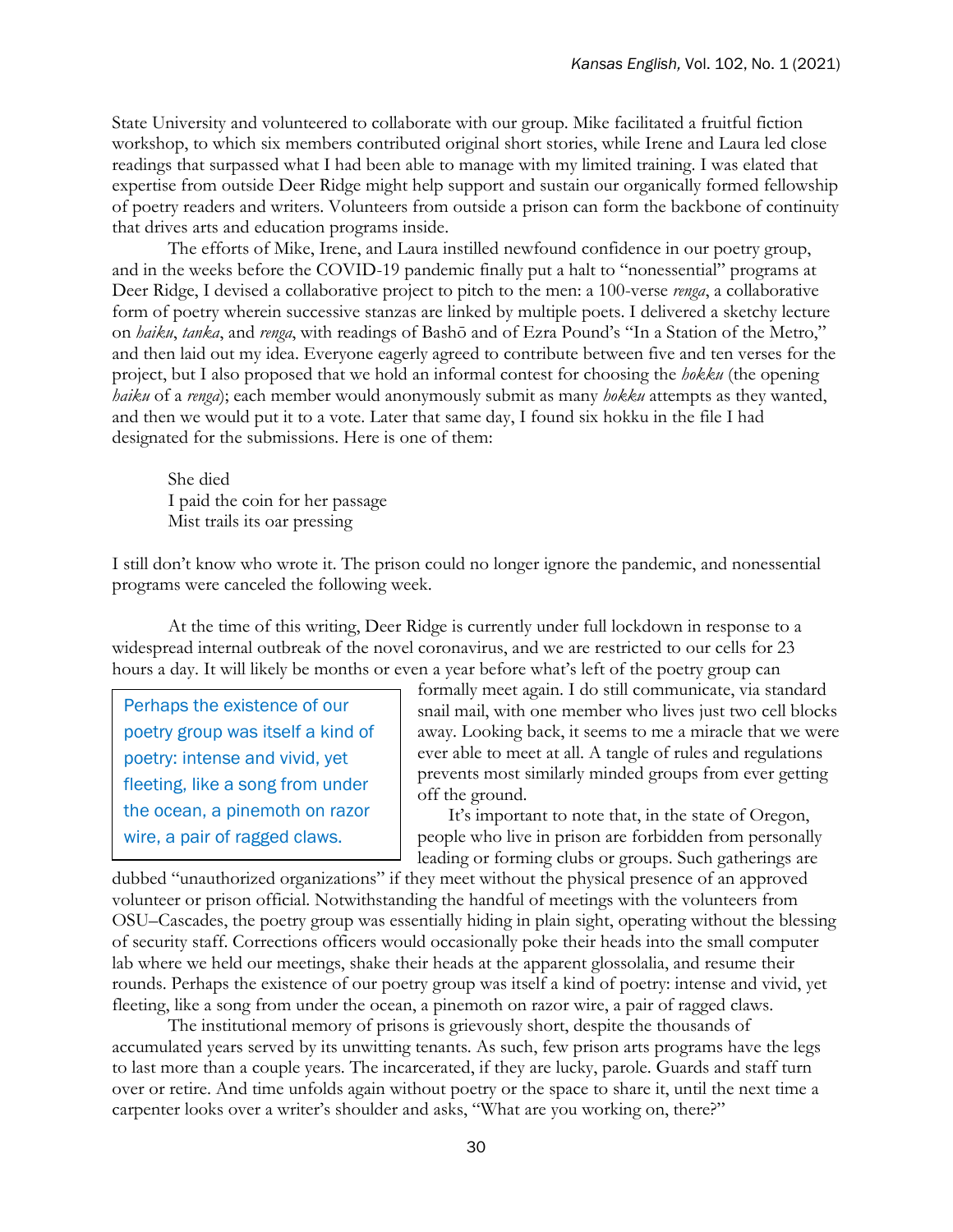State University and volunteered to collaborate with our group. Mike facilitated a fruitful fiction workshop, to which six members contributed original short stories, while Irene and Laura led close readings that surpassed what I had been able to manage with my limited training. I was elated that expertise from outside Deer Ridge might help support and sustain our organically formed fellowship of poetry readers and writers. Volunteers from outside a prison can form the backbone of continuity that drives arts and education programs inside.

The efforts of Mike, Irene, and Laura instilled newfound confidence in our poetry group, and in the weeks before the COVID-19 pandemic finally put a halt to "nonessential" programs at Deer Ridge, I devised a collaborative project to pitch to the men: a 100-verse *renga*, a collaborative form of poetry wherein successive stanzas are linked by multiple poets. I delivered a sketchy lecture on *haiku*, *tanka*, and *renga*, with readings of Bashō and of Ezra Pound's "In a Station of the Metro," and then laid out my idea. Everyone eagerly agreed to contribute between five and ten verses for the project, but I also proposed that we hold an informal contest for choosing the *hokku* (the opening *haiku* of a *renga*); each member would anonymously submit as many *hokku* attempts as they wanted, and then we would put it to a vote. Later that same day, I found six hokku in the file I had designated for the submissions. Here is one of them:

> She died
> I paid the coin for her passage
> Mist trails its oar pressing

I still don't know who wrote it. The prison could no longer ignore the pandemic, and nonessential programs were canceled the following week.

At the time of this writing, Deer Ridge is currently under full lockdown in response to a widespread internal outbreak of the novel coronavirus, and we are restricted to our cells for 23 hours a day. It will likely be months or even a year before what's left of the poetry group can formally meet again. I do still communicate, via standard snail mail, with one member who lives just two cell blocks away. Looking back, it seems to me a miracle that we were ever able to meet at all. A tangle of rules and regulations prevents most similarly minded groups from ever getting off the ground.

> Perhaps the existence of our poetry group was itself a kind of poetry: intense and vivid, yet fleeting, like a song from under the ocean, a pinemoth on razor wire, a pair of ragged claws.

It's important to note that, in the state of Oregon, people who live in prison are forbidden from personally leading or forming clubs or groups. Such gatherings are dubbed "unauthorized organizations" if they meet without the physical presence of an approved volunteer or prison official. Notwithstanding the handful of meetings with the volunteers from OSU–Cascades, the poetry group was essentially hiding in plain sight, operating without the blessing of security staff. Corrections officers would occasionally poke their heads into the small computer lab where we held our meetings, shake their heads at the apparent glossolalia, and resume their rounds. Perhaps the existence of our poetry group was itself a kind of poetry: intense and vivid, yet fleeting, like a song from under the ocean, a pinemoth on razor wire, a pair of ragged claws.

The institutional memory of prisons is grievously short, despite the thousands of accumulated years served by its unwitting tenants. As such, few prison arts programs have the legs to last more than a couple years. The incarcerated, if they are lucky, parole. Guards and staff turn over or retire. And time unfolds again without poetry or the space to share it, until the next time a carpenter looks over a writer's shoulder and asks, "What are you working on, there?"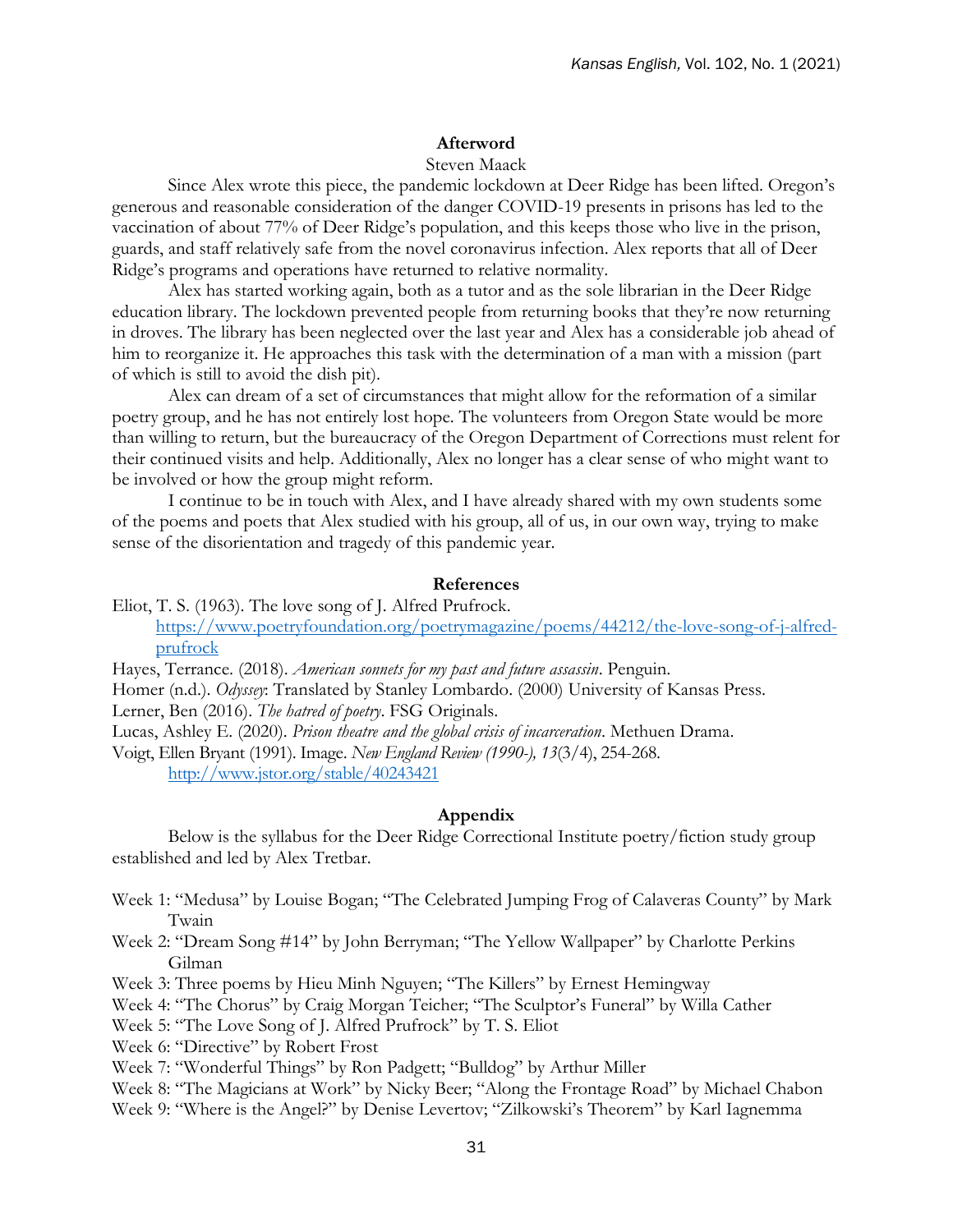## Afterword

Steven Maack

Since Alex wrote this piece, the pandemic lockdown at Deer Ridge has been lifted. Oregon's generous and reasonable consideration of the danger COVID-19 presents in prisons has led to the vaccination of about 77% of Deer Ridge's population, and this keeps those who live in the prison, guards, and staff relatively safe from the novel coronavirus infection. Alex reports that all of Deer Ridge's programs and operations have returned to relative normality.

Alex has started working again, both as a tutor and as the sole librarian in the Deer Ridge education library. The lockdown prevented people from returning books that they're now returning in droves. The library has been neglected over the last year and Alex has a considerable job ahead of him to reorganize it. He approaches this task with the determination of a man with a mission (part of which is still to avoid the dish pit).

Alex can dream of a set of circumstances that might allow for the reformation of a similar poetry group, and he has not entirely lost hope. The volunteers from Oregon State would be more than willing to return, but the bureaucracy of the Oregon Department of Corrections must relent for their continued visits and help. Additionally, Alex no longer has a clear sense of who might want to be involved or how the group might reform.

I continue to be in touch with Alex, and I have already shared with my own students some of the poems and poets that Alex studied with his group, all of us, in our own way, trying to make sense of the disorientation and tragedy of this pandemic year.

## References

Eliot, T. S. (1963). The love song of J. Alfred Prufrock. https://www.poetryfoundation.org/poetrymagazine/poems/44212/the-love-song-of-j-alfred-prufrock

Hayes, Terrance. (2018). *American sonnets for my past and future assassin*. Penguin.

Homer (n.d.). *Odyssey*: Translated by Stanley Lombardo. (2000) University of Kansas Press.

Lerner, Ben (2016). *The hatred of poetry*. FSG Originals.

Lucas, Ashley E. (2020). *Prison theatre and the global crisis of incarceration*. Methuen Drama.

Voigt, Ellen Bryant (1991). Image. *New England Review (1990-), 13*(3/4), 254-268. http://www.jstor.org/stable/40243421

## Appendix

Below is the syllabus for the Deer Ridge Correctional Institute poetry/fiction study group established and led by Alex Tretbar.

- Week 1: "Medusa" by Louise Bogan; "The Celebrated Jumping Frog of Calaveras County" by Mark Twain
- Week 2: "Dream Song #14" by John Berryman; "The Yellow Wallpaper" by Charlotte Perkins Gilman
- Week 3: Three poems by Hieu Minh Nguyen; "The Killers" by Ernest Hemingway
- Week 4: "The Chorus" by Craig Morgan Teicher; "The Sculptor's Funeral" by Willa Cather
- Week 5: "The Love Song of J. Alfred Prufrock" by T. S. Eliot
- Week 6: "Directive" by Robert Frost
- Week 7: "Wonderful Things" by Ron Padgett; "Bulldog" by Arthur Miller
- Week 8: "The Magicians at Work" by Nicky Beer; "Along the Frontage Road" by Michael Chabon
- Week 9: "Where is the Angel?" by Denise Levertov; "Zilkowski's Theorem" by Karl Iagnemma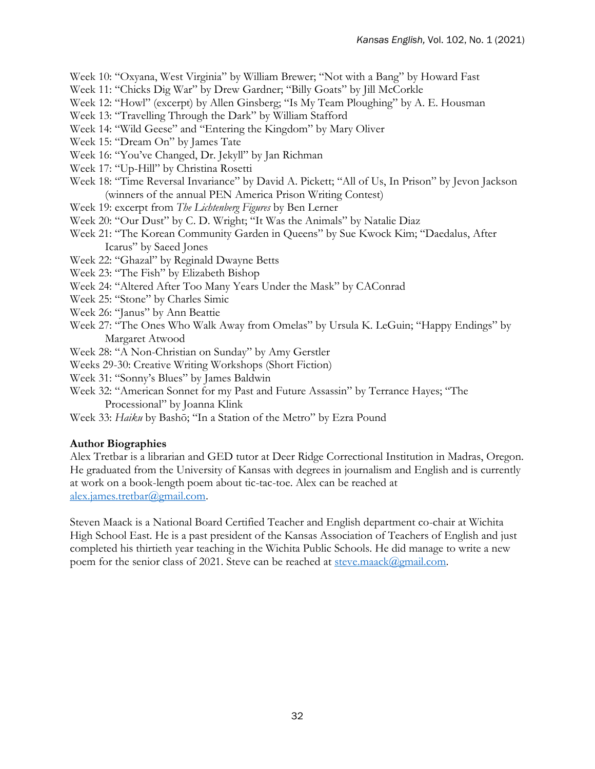Week 10: "Oxyana, West Virginia" by William Brewer; "Not with a Bang" by Howard Fast
Week 11: "Chicks Dig War" by Drew Gardner; "Billy Goats" by Jill McCorkle
Week 12: "Howl" (excerpt) by Allen Ginsberg; "Is My Team Ploughing" by A. E. Housman
Week 13: "Travelling Through the Dark" by William Stafford
Week 14: "Wild Geese" and "Entering the Kingdom" by Mary Oliver
Week 15: "Dream On" by James Tate
Week 16: "You've Changed, Dr. Jekyll" by Jan Richman
Week 17: "Up-Hill" by Christina Rosetti
Week 18: "Time Reversal Invariance" by David A. Pickett; "All of Us, In Prison" by Jevon Jackson (winners of the annual PEN America Prison Writing Contest)
Week 19: excerpt from *The Lichtenberg Figures* by Ben Lerner
Week 20: "Our Dust" by C. D. Wright; "It Was the Animals" by Natalie Diaz
Week 21: "The Korean Community Garden in Queens" by Sue Kwock Kim; "Daedalus, After Icarus" by Saeed Jones
Week 22: "Ghazal" by Reginald Dwayne Betts
Week 23: "The Fish" by Elizabeth Bishop
Week 24: "Altered After Too Many Years Under the Mask" by CAConrad
Week 25: "Stone" by Charles Simic
Week 26: "Janus" by Ann Beattie
Week 27: "The Ones Who Walk Away from Omelas" by Ursula K. LeGuin; "Happy Endings" by Margaret Atwood
Week 28: "A Non-Christian on Sunday" by Amy Gerstler
Weeks 29-30: Creative Writing Workshops (Short Fiction)
Week 31: "Sonny's Blues" by James Baldwin
Week 32: "American Sonnet for my Past and Future Assassin" by Terrance Hayes; "The Processional" by Joanna Klink
Week 33: *Haiku* by Bashō; "In a Station of the Metro" by Ezra Pound

**Author Biographies**

Alex Tretbar is a librarian and GED tutor at Deer Ridge Correctional Institution in Madras, Oregon. He graduated from the University of Kansas with degrees in journalism and English and is currently at work on a book-length poem about tic-tac-toe. Alex can be reached at alex.james.tretbar@gmail.com.

Steven Maack is a National Board Certified Teacher and English department co-chair at Wichita High School East. He is a past president of the Kansas Association of Teachers of English and just completed his thirtieth year teaching in the Wichita Public Schools. He did manage to write a new poem for the senior class of 2021. Steve can be reached at steve.maack@gmail.com.